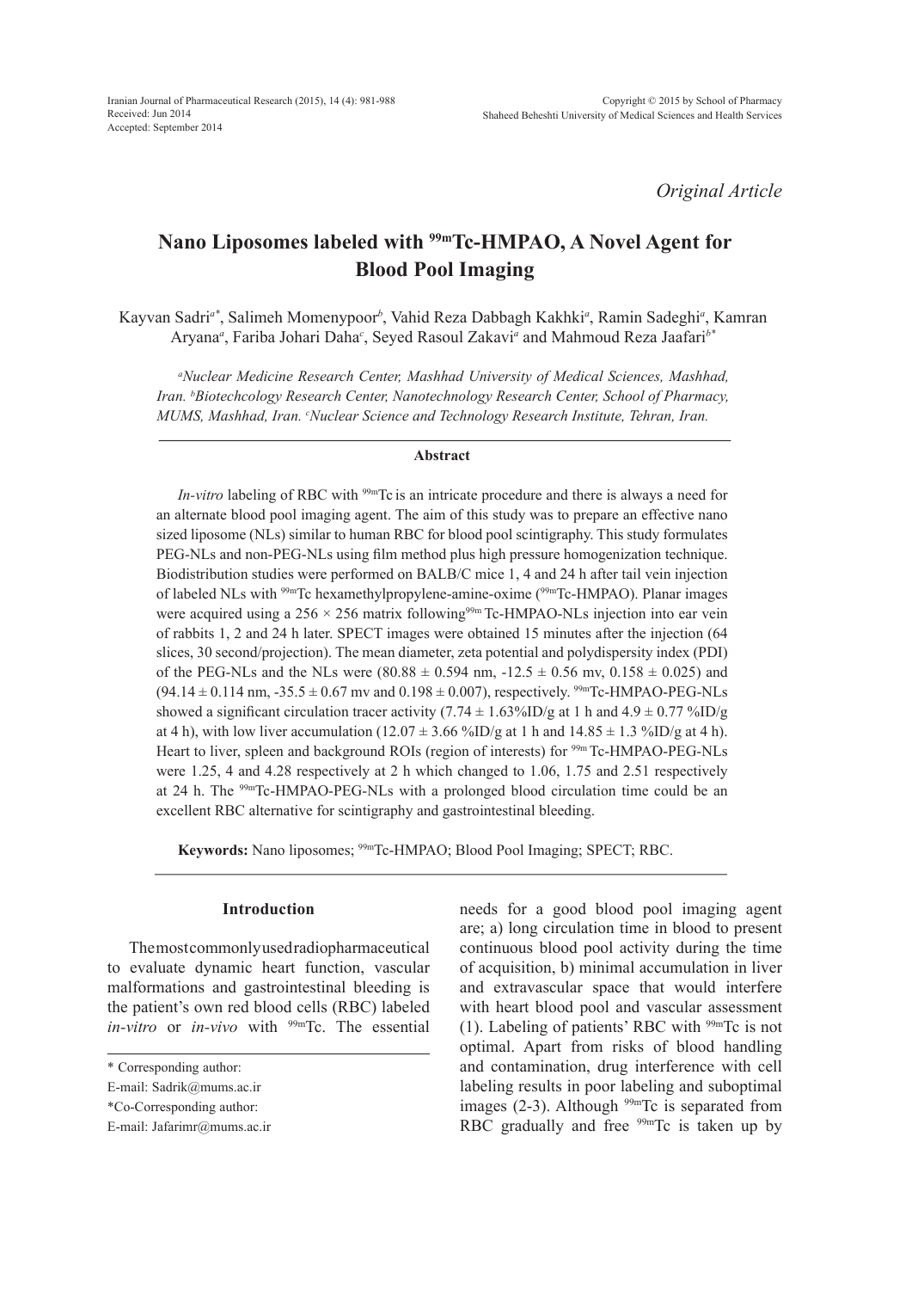Iranian Journal of Pharmaceutical Research (2015), 14 (4): 981-988
Received: Jun 2014
Accepted: September 2014

Copyright © 2015 by School of Pharmacy
Shaheed Beheshti University of Medical Sciences and Health Services

*Original Article*

# Nano Liposomes labeled with $^{99m}$Tc-HMPAO, A Novel Agent for Blood Pool Imaging

Kayvan Sadri[a*], Salimeh Momenypoor[b], Vahid Reza Dabbagh Kakhki[a], Ramin Sadeghi[a], Kamran Aryana[a], Fariba Johari Daha[c], Seyed Rasoul Zakavi[a] and Mahmoud Reza Jaafari[b*]

[a]*Nuclear Medicine Research Center, Mashhad University of Medical Sciences, Mashhad, Iran.* [b]*Biotechcology Research Center, Nanotechnology Research Center, School of Pharmacy, MUMS, Mashhad, Iran.* [c]*Nuclear Science and Technology Research Institute, Tehran, Iran.*

## Abstract

*In-vitro* labeling of RBC with $^{99m}$Tc is an intricate procedure and there is always a need for an alternate blood pool imaging agent. The aim of this study was to prepare an effective nano sized liposome (NLs) similar to human RBC for blood pool scintigraphy. This study formulates PEG-NLs and non-PEG-NLs using film method plus high pressure homogenization technique. Biodistribution studies were performed on BALB/C mice 1, 4 and 24 h after tail vein injection of labeled NLs with $^{99m}$Tc hexamethylpropylene-amine-oxime ($^{99m}$Tc-HMPAO). Planar images were acquired using a 256 × 256 matrix following $^{99m}$Tc-HMPAO-NLs injection into ear vein of rabbits 1, 2 and 24 h later. SPECT images were obtained 15 minutes after the injection (64 slices, 30 second/projection). The mean diameter, zeta potential and polydispersity index (PDI) of the PEG-NLs and the NLs were (80.88 ± 0.594 nm, -12.5 ± 0.56 mv, 0.158 ± 0.025) and (94.14 ± 0.114 nm, -35.5 ± 0.67 mv and 0.198 ± 0.007), respectively. $^{99m}$Tc-HMPAO-PEG-NLs showed a significant circulation tracer activity (7.74 ± 1.63%ID/g at 1 h and 4.9 ± 0.77 %ID/g at 4 h), with low liver accumulation (12.07 ± 3.66 %ID/g at 1 h and 14.85 ± 1.3 %ID/g at 4 h). Heart to liver, spleen and background ROIs (region of interests) for $^{99m}$Tc-HMPAO-PEG-NLs were 1.25, 4 and 4.28 respectively at 2 h which changed to 1.06, 1.75 and 2.51 respectively at 24 h. The $^{99m}$Tc-HMPAO-PEG-NLs with a prolonged blood circulation time could be an excellent RBC alternative for scintigraphy and gastrointestinal bleeding.

**Keywords:** Nano liposomes; $^{99m}$Tc-HMPAO; Blood Pool Imaging; SPECT; RBC.

## Introduction

The most commonly used radiopharmaceutical to evaluate dynamic heart function, vascular malformations and gastrointestinal bleeding is the patient's own red blood cells (RBC) labeled *in-vitro* or *in-vivo* with $^{99m}$Tc. The essential needs for a good blood pool imaging agent are; a) long circulation time in blood to present continuous blood pool activity during the time of acquisition, b) minimal accumulation in liver and extravascular space that would interfere with heart blood pool and vascular assessment (1). Labeling of patients' RBC with $^{99m}$Tc is not optimal. Apart from risks of blood handling and contamination, drug interference with cell labeling results in poor labeling and suboptimal images (2-3). Although $^{99m}$Tc is separated from RBC gradually and free $^{99m}$Tc is taken up by

\* Corresponding author:
E-mail: Sadrik@mums.ac.ir
\*Co-Corresponding author:
E-mail: Jafarimr@mums.ac.ir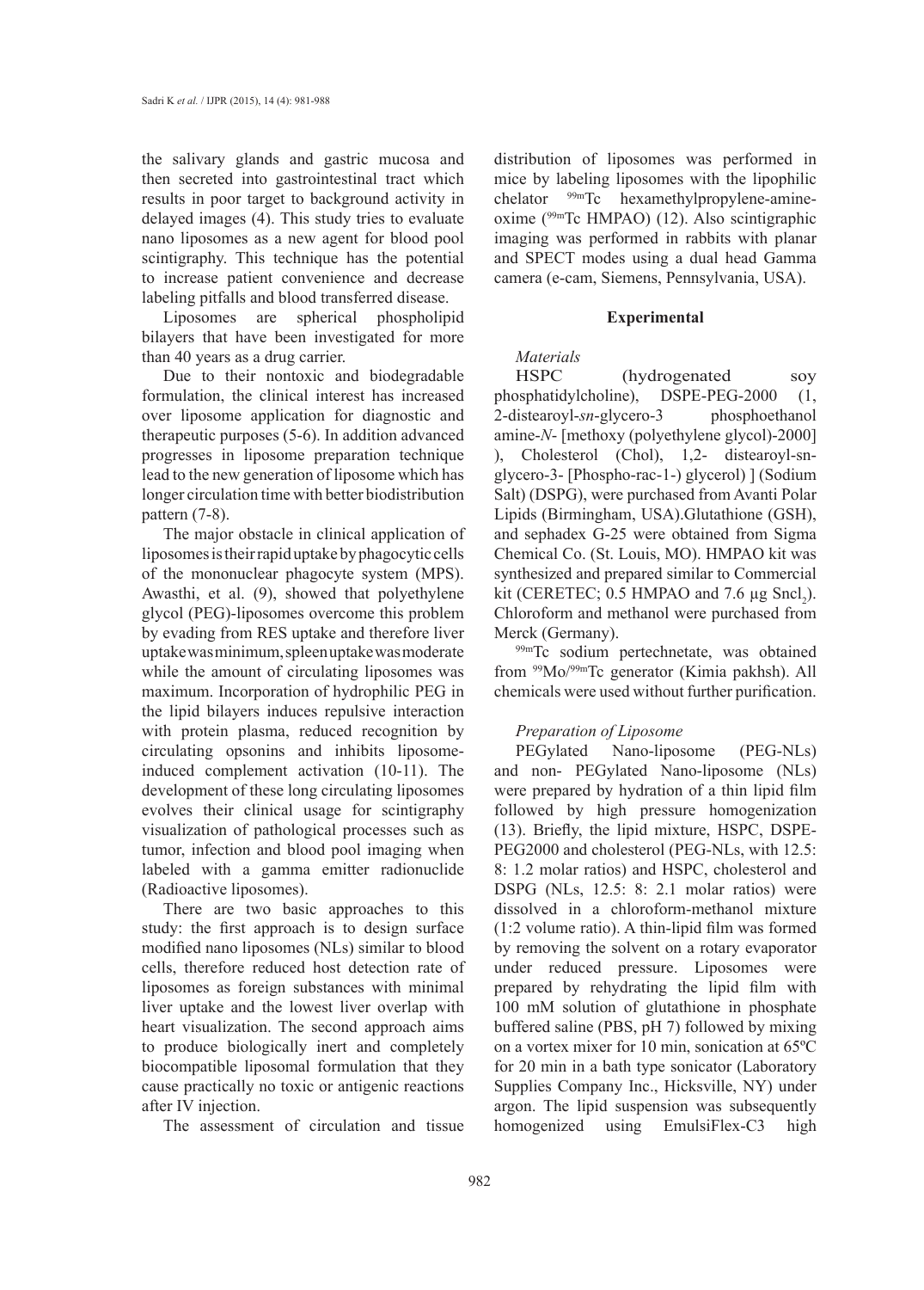the salivary glands and gastric mucosa and then secreted into gastrointestinal tract which results in poor target to background activity in delayed images (4). This study tries to evaluate nano liposomes as a new agent for blood pool scintigraphy. This technique has the potential to increase patient convenience and decrease labeling pitfalls and blood transferred disease.

Liposomes are spherical phospholipid bilayers that have been investigated for more than 40 years as a drug carrier.

Due to their nontoxic and biodegradable formulation, the clinical interest has increased over liposome application for diagnostic and therapeutic purposes (5-6). In addition advanced progresses in liposome preparation technique lead to the new generation of liposome which has longer circulation time with better biodistribution pattern (7-8).

The major obstacle in clinical application of liposomes is their rapid uptake by phagocytic cells of the mononuclear phagocyte system (MPS). Awasthi, et al. (9), showed that polyethylene glycol (PEG)-liposomes overcome this problem by evading from RES uptake and therefore liver uptake was minimum, spleen uptake was moderate while the amount of circulating liposomes was maximum. Incorporation of hydrophilic PEG in the lipid bilayers induces repulsive interaction with protein plasma, reduced recognition by circulating opsonins and inhibits liposome-induced complement activation (10-11). The development of these long circulating liposomes evolves their clinical usage for scintigraphy visualization of pathological processes such as tumor, infection and blood pool imaging when labeled with a gamma emitter radionuclide (Radioactive liposomes).

There are two basic approaches to this study: the first approach is to design surface modified nano liposomes (NLs) similar to blood cells, therefore reduced host detection rate of liposomes as foreign substances with minimal liver uptake and the lowest liver overlap with heart visualization. The second approach aims to produce biologically inert and completely biocompatible liposomal formulation that they cause practically no toxic or antigenic reactions after IV injection.

The assessment of circulation and tissue distribution of liposomes was performed in mice by labeling liposomes with the lipophilic chelator $^{99m}$Tc hexamethylpropylene-amine-oxime ($^{99m}$Tc HMPAO) (12). Also scintigraphic imaging was performed in rabbits with planar and SPECT modes using a dual head Gamma camera (e-cam, Siemens, Pennsylvania, USA).

## Experimental

### *Materials*

HSPC (hydrogenated soy phosphatidylcholine), DSPE-PEG-2000 (1, 2-distearoyl-*sn*-glycero-3 phosphoethanol amine-*N*- [methoxy (polyethylene glycol)-2000] ), Cholesterol (Chol), 1,2- distearoyl-sn-glycero-3- [Phospho-rac-1-) glycerol) ] (Sodium Salt) (DSPG), were purchased from Avanti Polar Lipids (Birmingham, USA).Glutathione (GSH), and sephadex G-25 were obtained from Sigma Chemical Co. (St. Louis, MO). HMPAO kit was synthesized and prepared similar to Commercial kit (CERETEC; 0.5 HMPAO and 7.6 µg $SnCl_2$). Chloroform and methanol were purchased from Merck (Germany).

$^{99m}$Tc sodium pertechnetate, was obtained from $^{99}$Mo/$^{99m}$Tc generator (Kimia pakhsh). All chemicals were used without further purification.

### *Preparation of Liposome*

PEGylated Nano-liposome (PEG-NLs) and non- PEGylated Nano-liposome (NLs) were prepared by hydration of a thin lipid film followed by high pressure homogenization (13). Briefly, the lipid mixture, HSPC, DSPE-PEG2000 and cholesterol (PEG-NLs, with 12.5: 8: 1.2 molar ratios) and HSPC, cholesterol and DSPG (NLs, 12.5: 8: 2.1 molar ratios) were dissolved in a chloroform-methanol mixture (1:2 volume ratio). A thin-lipid film was formed by removing the solvent on a rotary evaporator under reduced pressure. Liposomes were prepared by rehydrating the lipid film with 100 mM solution of glutathione in phosphate buffered saline (PBS, pH 7) followed by mixing on a vortex mixer for 10 min, sonication at 65ºC for 20 min in a bath type sonicator (Laboratory Supplies Company Inc., Hicksville, NY) under argon. The lipid suspension was subsequently homogenized using EmulsiFlex-C3 high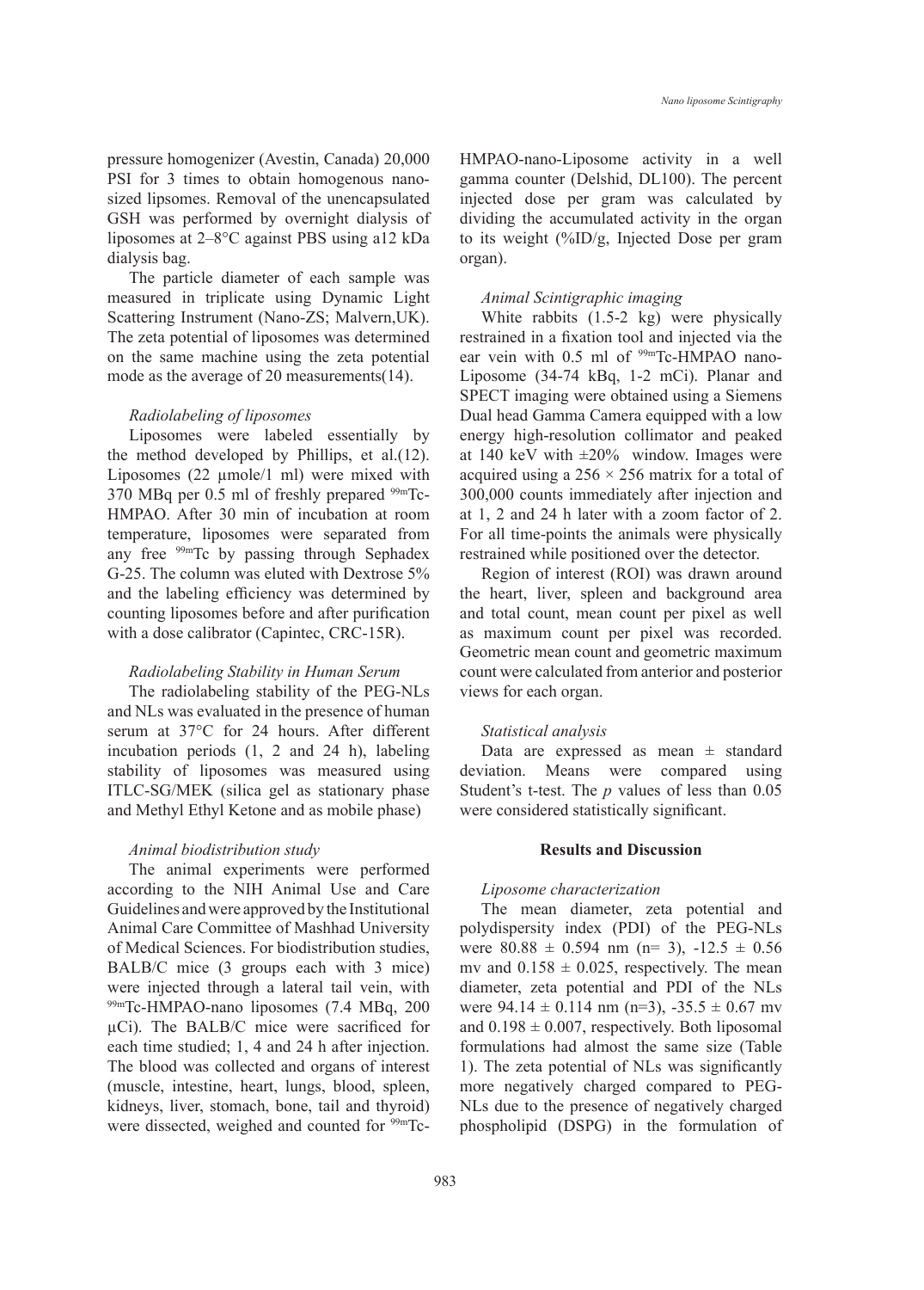pressure homogenizer (Avestin, Canada) 20,000 PSI for 3 times to obtain homogenous nano-sized lipsomes. Removal of the unencapsulated GSH was performed by overnight dialysis of liposomes at 2–8°C against PBS using a12 kDa dialysis bag.

The particle diameter of each sample was measured in triplicate using Dynamic Light Scattering Instrument (Nano-ZS; Malvern,UK). The zeta potential of liposomes was determined on the same machine using the zeta potential mode as the average of 20 measurements(14).

### *Radiolabeling of liposomes*

Liposomes were labeled essentially by the method developed by Phillips, et al.(12). Liposomes (22 µmole/1 ml) were mixed with 370 MBq per 0.5 ml of freshly prepared $^{99m}$Tc-HMPAO. After 30 min of incubation at room temperature, liposomes were separated from any free $^{99m}$Tc by passing through Sephadex G-25. The column was eluted with Dextrose 5% and the labeling efficiency was determined by counting liposomes before and after purification with a dose calibrator (Capintec, CRC-15R).

### *Radiolabeling Stability in Human Serum*

The radiolabeling stability of the PEG-NLs and NLs was evaluated in the presence of human serum at 37°C for 24 hours. After different incubation periods (1, 2 and 24 h), labeling stability of liposomes was measured using ITLC-SG/MEK (silica gel as stationary phase and Methyl Ethyl Ketone and as mobile phase)

### *Animal biodistribution study*

The animal experiments were performed according to the NIH Animal Use and Care Guidelines and were approved by the Institutional Animal Care Committee of Mashhad University of Medical Sciences. For biodistribution studies, BALB/C mice (3 groups each with 3 mice) were injected through a lateral tail vein, with $^{99m}$Tc-HMPAO-nano liposomes (7.4 MBq, 200 µCi). The BALB/C mice were sacrificed for each time studied; 1, 4 and 24 h after injection. The blood was collected and organs of interest (muscle, intestine, heart, lungs, blood, spleen, kidneys, liver, stomach, bone, tail and thyroid) were dissected, weighed and counted for $^{99m}$Tc-HMPAO-nano-Liposome activity in a well gamma counter (Delshid, DL100). The percent injected dose per gram was calculated by dividing the accumulated activity in the organ to its weight (%ID/g, Injected Dose per gram organ).

### *Animal Scintigraphic imaging*

White rabbits (1.5-2 kg) were physically restrained in a fixation tool and injected via the ear vein with 0.5 ml of $^{99m}$Tc-HMPAO nano-Liposome (34-74 kBq, 1-2 mCi). Planar and SPECT imaging were obtained using a Siemens Dual head Gamma Camera equipped with a low energy high-resolution collimator and peaked at 140 keV with ±20% window. Images were acquired using a 256 × 256 matrix for a total of 300,000 counts immediately after injection and at 1, 2 and 24 h later with a zoom factor of 2. For all time-points the animals were physically restrained while positioned over the detector.

Region of interest (ROI) was drawn around the heart, liver, spleen and background area and total count, mean count per pixel as well as maximum count per pixel was recorded. Geometric mean count and geometric maximum count were calculated from anterior and posterior views for each organ.

### *Statistical analysis*

Data are expressed as mean ± standard deviation. Means were compared using Student's t-test. The *p* values of less than 0.05 were considered statistically significant.

## Results and Discussion

### *Liposome characterization*

The mean diameter, zeta potential and polydispersity index (PDI) of the PEG-NLs were 80.88 ± 0.594 nm (n= 3), -12.5 ± 0.56 mv and 0.158 ± 0.025, respectively. The mean diameter, zeta potential and PDI of the NLs were 94.14 ± 0.114 nm (n=3), -35.5 ± 0.67 mv and 0.198 ± 0.007, respectively. Both liposomal formulations had almost the same size (Table 1). The zeta potential of NLs was significantly more negatively charged compared to PEG-NLs due to the presence of negatively charged phospholipid (DSPG) in the formulation of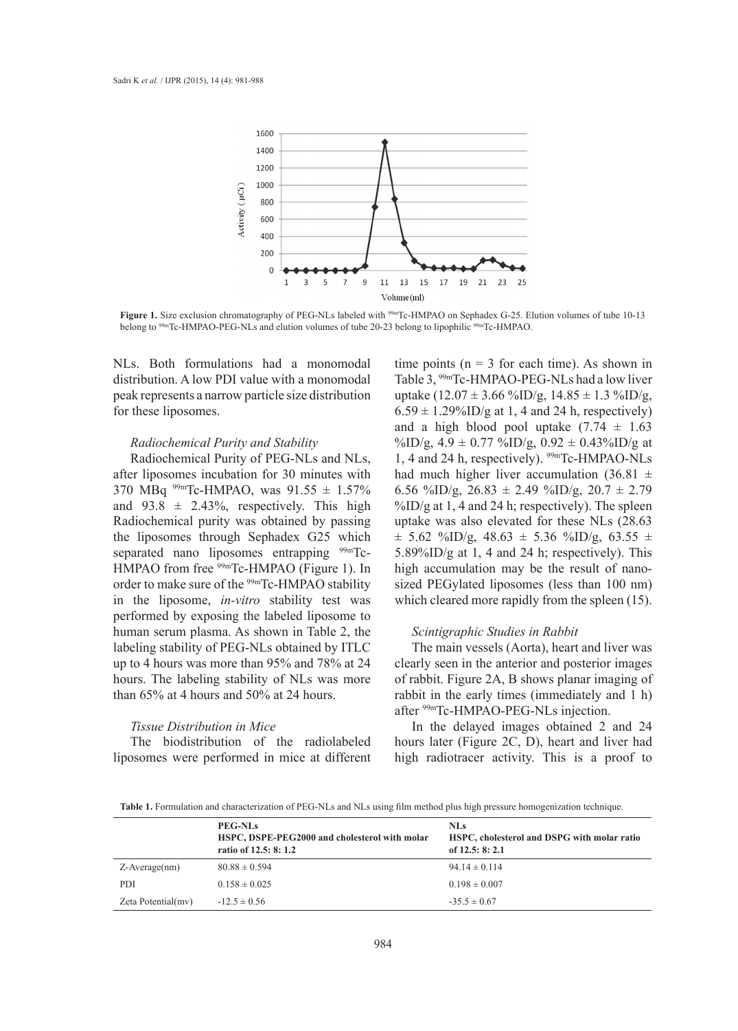**Figure 1.** Size exclusion chromatography of PEG-NLs labeled with $^{99m}$Tc-HMPAO on Sephadex G-25. Elution volumes of tube 10-13 belong to $^{99m}$Tc-HMPAO-PEG-NLs and elution volumes of tube 20-23 belong to lipophilic $^{99m}$Tc-HMPAO.

NLs. Both formulations had a monomodal distribution. A low PDI value with a monomodal peak represents a narrow particle size distribution for these liposomes.

### *Radiochemical Purity and Stability*

Radiochemical Purity of PEG-NLs and NLs, after liposomes incubation for 30 minutes with 370 MBq $^{99m}$Tc-HMPAO, was $91.55 \pm 1.57\%$ and $93.8 \pm 2.43\%$, respectively. This high Radiochemical purity was obtained by passing the liposomes through Sephadex G25 which separated nano liposomes entrapping $^{99m}$Tc-HMPAO from free $^{99m}$Tc-HMPAO (Figure 1). In order to make sure of the $^{99m}$Tc-HMPAO stability in the liposome, *in-vitro* stability test was performed by exposing the labeled liposome to human serum plasma. As shown in Table 2, the labeling stability of PEG-NLs obtained by ITLC up to 4 hours was more than 95% and 78% at 24 hours. The labeling stability of NLs was more than 65% at 4 hours and 50% at 24 hours.

### *Tissue Distribution in Mice*

The biodistribution of the radiolabeled liposomes were performed in mice at different time points ($n = 3$ for each time). As shown in Table 3, $^{99m}$Tc-HMPAO-PEG-NLs had a low liver uptake ($12.07 \pm 3.66$ %ID/g, $14.85 \pm 1.3$ %ID/g, $6.59 \pm 1.29$%ID/g at 1, 4 and 24 h, respectively) and a high blood pool uptake ($7.74 \pm 1.63$ %ID/g, $4.9 \pm 0.77$ %ID/g, $0.92 \pm 0.43$%ID/g at 1, 4 and 24 h, respectively). $^{99m}$Tc-HMPAO-NLs had much higher liver accumulation ($36.81 \pm 6.56$ %ID/g, $26.83 \pm 2.49$ %ID/g, $20.7 \pm 2.79$ %ID/g at 1, 4 and 24 h; respectively). The spleen uptake was also elevated for these NLs ($28.63 \pm 5.62$ %ID/g, $48.63 \pm 5.36$ %ID/g, $63.55 \pm 5.89$%ID/g at 1, 4 and 24 h; respectively). This high accumulation may be the result of nano-sized PEGylated liposomes (less than 100 nm) which cleared more rapidly from the spleen (15).

### *Scintigraphic Studies in Rabbit*

The main vessels (Aorta), heart and liver was clearly seen in the anterior and posterior images of rabbit. Figure 2A, B shows planar imaging of rabbit in the early times (immediately and 1 h) after $^{99m}$Tc-HMPAO-PEG-NLs injection.

In the delayed images obtained 2 and 24 hours later (Figure 2C, D), heart and liver had high radiotracer activity. This is a proof to

**Table 1.** Formulation and characterization of PEG-NLs and NLs using film method plus high pressure homogenization technique.

| | **PEG-NLs** **HSPC, DSPE-PEG2000 and cholesterol with molar ratio of 12.5: 8: 1.2** | **NLs** **HSPC, cholesterol and DSPG with molar ratio of 12.5: 8: 2.1** |
|---|---|---|
| Z-Average(nm) | $80.88 \pm 0.594$ | $94.14 \pm 0.114$ |
| PDI | $0.158 \pm 0.025$ | $0.198 \pm 0.007$ |
| Zeta Potential(mv) | $-12.5 \pm 0.56$ | $-35.5 \pm 0.67$ |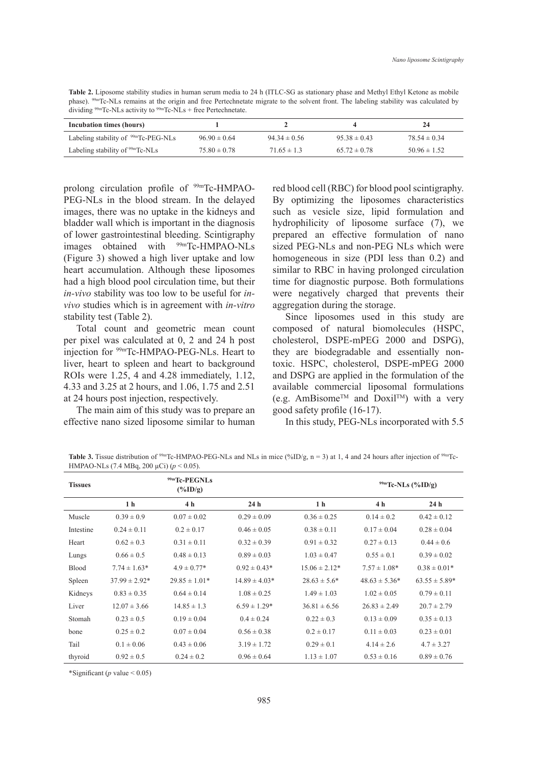**Table 2.** Liposome stability studies in human serum media to 24 h (ITLC-SG as stationary phase and Methyl Ethyl Ketone as mobile phase). $^{99m}$Tc-NLs remains at the origin and free Pertechnetate migrate to the solvent front. The labeling stability was calculated by dividing $^{99m}$Tc-NLs activity to $^{99m}$Tc-NLs + free Pertechnetate.

| Incubation times (hours) | 1 | 2 | 4 | 24 |
|---|---|---|---|---|
| Labeling stability of $^{99m}$Tc-PEG-NLs | 96.90 ± 0.64 | 94.34 ± 0.56 | 95.38 ± 0.43 | 78.54 ± 0.34 |
| Labeling stability of $^{99m}$Tc-NLs | 75.80 ± 0.78 | 71.65 ± 1.3 | 65.72 ± 0.78 | 50.96 ± 1.52 |

prolong circulation profile of $^{99m}$Tc-HMPAO-PEG-NLs in the blood stream. In the delayed images, there was no uptake in the kidneys and bladder wall which is important in the diagnosis of lower gastrointestinal bleeding. Scintigraphy images obtained with $^{99m}$Tc-HMPAO-NLs (Figure 3) showed a high liver uptake and low heart accumulation. Although these liposomes had a high blood pool circulation time, but their *in-vivo* stability was too low to be useful for *in-vivo* studies which is in agreement with *in-vitro* stability test (Table 2).

Total count and geometric mean count per pixel was calculated at 0, 2 and 24 h post injection for $^{99m}$Tc-HMPAO-PEG-NLs. Heart to liver, heart to spleen and heart to background ROIs were 1.25, 4 and 4.28 immediately, 1.12, 4.33 and 3.25 at 2 hours, and 1.06, 1.75 and 2.51 at 24 hours post injection, respectively.

The main aim of this study was to prepare an effective nano sized liposome similar to human red blood cell (RBC) for blood pool scintigraphy. By optimizing the liposomes characteristics such as vesicle size, lipid formulation and hydrophilicity of liposome surface (7), we prepared an effective formulation of nano sized PEG-NLs and non-PEG NLs which were homogeneous in size (PDI less than 0.2) and similar to RBC in having prolonged circulation time for diagnostic purpose. Both formulations were negatively charged that prevents their aggregation during the storage.

Since liposomes used in this study are composed of natural biomolecules (HSPC, cholesterol, DSPE-mPEG 2000 and DSPG), they are biodegradable and essentially non-toxic. HSPC, cholesterol, DSPE-mPEG 2000 and DSPG are applied in the formulation of the available commercial liposomal formulations (e.g. AmBisome™ and Doxil™) with a very good safety profile (16-17).

In this study, PEG-NLs incorporated with 5.5

**Table 3.** Tissue distribution of $^{99m}$Tc-HMPAO-PEG-NLs and NLs in mice (%ID/g, n = 3) at 1, 4 and 24 hours after injection of $^{99m}$Tc-HMPAO-NLs (7.4 MBq, 200 μCi) ($p < 0.05$).

| Tissues | $^{99m}$Tc-PEGNLs (%ID/g) | | | $^{99m}$Tc-NLs (%ID/g) | | |
|---|---|---|---|---|---|---|
| | 1 h | 4 h | 24 h | 1 h | 4 h | 24 h |
| Muscle | 0.39 ± 0.9 | 0.07 ± 0.02 | 0.29 ± 0.09 | 0.36 ± 0.25 | 0.14 ± 0.2 | 0.42 ± 0.12 |
| Intestine | 0.24 ± 0.11 | 0.2 ± 0.17 | 0.46 ± 0.05 | 0.38 ± 0.11 | 0.17 ± 0.04 | 0.28 ± 0.04 |
| Heart | 0.62 ± 0.3 | 0.31 ± 0.11 | 0.32 ± 0.39 | 0.91 ± 0.32 | 0.27 ± 0.13 | 0.44 ± 0.6 |
| Lungs | 0.66 ± 0.5 | 0.48 ± 0.13 | 0.89 ± 0.03 | 1.03 ± 0.47 | 0.55 ± 0.1 | 0.39 ± 0.02 |
| Blood | 7.74 ± 1.63* | 4.9 ± 0.77* | 0.92 ± 0.43* | 15.06 ± 2.12* | 7.57 ± 1.08* | 0.38 ± 0.01* |
| Spleen | 37.99 ± 2.92* | 29.85 ± 1.01* | 14.89 ± 4.03* | 28.63 ± 5.6* | 48.63 ± 5.36* | 63.55 ± 5.89* |
| Kidneys | 0.83 ± 0.35 | 0.64 ± 0.14 | 1.08 ± 0.25 | 1.49 ± 1.03 | 1.02 ± 0.05 | 0.79 ± 0.11 |
| Liver | 12.07 ± 3.66 | 14.85 ± 1.3 | 6.59 ± 1.29* | 36.81 ± 6.56 | 26.83 ± 2.49 | 20.7 ± 2.79 |
| Stomah | 0.23 ± 0.5 | 0.19 ± 0.04 | 0.4 ± 0.24 | 0.22 ± 0.3 | 0.13 ± 0.09 | 0.35 ± 0.13 |
| bone | 0.25 ± 0.2 | 0.07 ± 0.04 | 0.56 ± 0.38 | 0.2 ± 0.17 | 0.11 ± 0.03 | 0.23 ± 0.01 |
| Tail | 0.1 ± 0.06 | 0.43 ± 0.06 | 3.19 ± 1.72 | 0.29 ± 0.1 | 4.14 ± 2.6 | 4.7 ± 3.27 |
| thyroid | 0.92 ± 0.5 | 0.24 ± 0.2 | 0.96 ± 0.64 | 1.13 ± 1.07 | 0.53 ± 0.16 | 0.89 ± 0.76 |

*Significant ($p$ value < 0.05)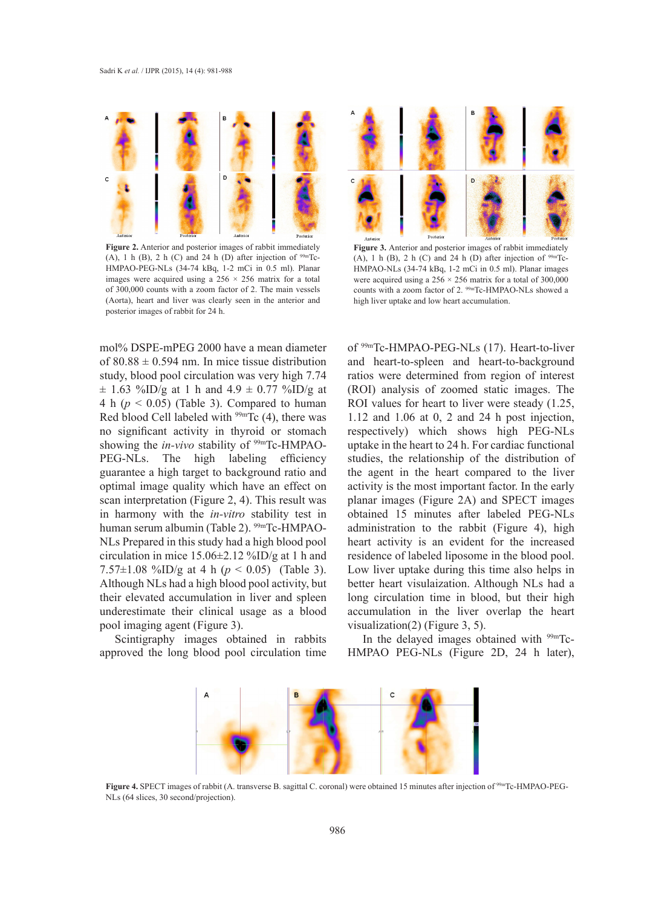**Figure 2.** Anterior and posterior images of rabbit immediately (A), 1 h (B), 2 h (C) and 24 h (D) after injection of $^{99m}$Tc-HMPAO-PEG-NLs (34-74 kBq, 1-2 mCi in 0.5 ml). Planar images were acquired using a 256 × 256 matrix for a total of 300,000 counts with a zoom factor of 2. The main vessels (Aorta), heart and liver was clearly seen in the anterior and posterior images of rabbit for 24 h.

**Figure 3.** Anterior and posterior images of rabbit immediately (A), 1 h (B), 2 h (C) and 24 h (D) after injection of $^{99m}$Tc-HMPAO-NLs (34-74 kBq, 1-2 mCi in 0.5 ml). Planar images were acquired using a 256 × 256 matrix for a total of 300,000 counts with a zoom factor of 2. $^{99m}$Tc-HMPAO-NLs showed a high liver uptake and low heart accumulation.

mol% DSPE-mPEG 2000 have a mean diameter of 80.88 ± 0.594 nm. In mice tissue distribution study, blood pool circulation was very high 7.74 ± 1.63 %ID/g at 1 h and 4.9 ± 0.77 %ID/g at 4 h ($p < 0.05$) (Table 3). Compared to human Red blood Cell labeled with $^{99m}$Tc (4), there was no significant activity in thyroid or stomach showing the *in-vivo* stability of $^{99m}$Tc-HMPAO-PEG-NLs. The high labeling efficiency guarantee a high target to background ratio and optimal image quality which have an effect on scan interpretation (Figure 2, 4). This result was in harmony with the *in-vitro* stability test in human serum albumin (Table 2). $^{99m}$Tc-HMPAO-NLs Prepared in this study had a high blood pool circulation in mice 15.06±2.12 %ID/g at 1 h and 7.57±1.08 %ID/g at 4 h ($p < 0.05$) (Table 3). Although NLs had a high blood pool activity, but their elevated accumulation in liver and spleen underestimate their clinical usage as a blood pool imaging agent (Figure 3).

Scintigraphy images obtained in rabbits approved the long blood pool circulation time of $^{99m}$Tc-HMPAO-PEG-NLs (17). Heart-to-liver and heart-to-spleen and heart-to-background ratios were determined from region of interest (ROI) analysis of zoomed static images. The ROI values for heart to liver were steady (1.25, 1.12 and 1.06 at 0, 2 and 24 h post injection, respectively) which shows high PEG-NLs uptake in the heart to 24 h. For cardiac functional studies, the relationship of the distribution of the agent in the heart compared to the liver activity is the most important factor. In the early planar images (Figure 2A) and SPECT images obtained 15 minutes after labeled PEG-NLs administration to the rabbit (Figure 4), high heart activity is an evident for the increased residence of labeled liposome in the blood pool. Low liver uptake during this time also helps in better heart visulaization. Although NLs had a long circulation time in blood, but their high accumulation in the liver overlap the heart visualization(2) (Figure 3, 5).

In the delayed images obtained with $^{99m}$Tc-HMPAO PEG-NLs (Figure 2D, 24 h later),

**Figure 4.** SPECT images of rabbit (A. transverse B. sagittal C. coronal) were obtained 15 minutes after injection of $^{99m}$Tc-HMPAO-PEG-NLs (64 slices, 30 second/projection).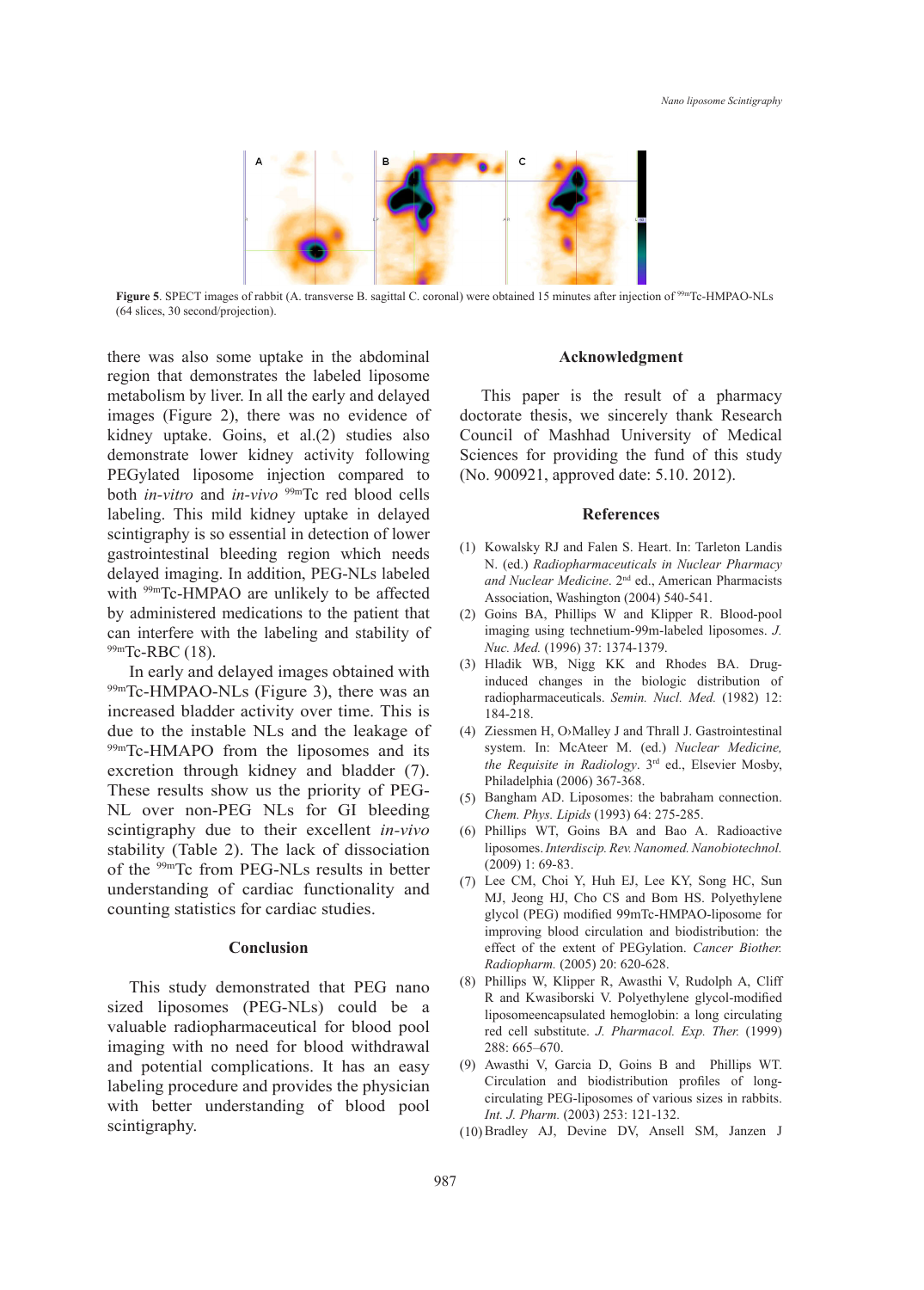**Figure 5**. SPECT images of rabbit (A. transverse B. sagittal C. coronal) were obtained 15 minutes after injection of $^{99m}$Tc-HMPAO-NLs (64 slices, 30 second/projection).

there was also some uptake in the abdominal region that demonstrates the labeled liposome metabolism by liver. In all the early and delayed images (Figure 2), there was no evidence of kidney uptake. Goins, et al.(2) studies also demonstrate lower kidney activity following PEGylated liposome injection compared to both *in-vitro* and *in-vivo* $^{99m}$Tc red blood cells labeling. This mild kidney uptake in delayed scintigraphy is so essential in detection of lower gastrointestinal bleeding region which needs delayed imaging. In addition, PEG-NLs labeled with $^{99m}$Tc-HMPAO are unlikely to be affected by administered medications to the patient that can interfere with the labeling and stability of $^{99m}$Tc-RBC (18).

In early and delayed images obtained with $^{99m}$Tc-HMPAO-NLs (Figure 3), there was an increased bladder activity over time. This is due to the instable NLs and the leakage of $^{99m}$Tc-HMAPO from the liposomes and its excretion through kidney and bladder (7). These results show us the priority of PEG-NL over non-PEG NLs for GI bleeding scintigraphy due to their excellent *in-vivo* stability (Table 2). The lack of dissociation of the $^{99m}$Tc from PEG-NLs results in better understanding of cardiac functionality and counting statistics for cardiac studies.

## Conclusion

This study demonstrated that PEG nano sized liposomes (PEG-NLs) could be a valuable radiopharmaceutical for blood pool imaging with no need for blood withdrawal and potential complications. It has an easy labeling procedure and provides the physician with better understanding of blood pool scintigraphy.

## Acknowledgment

This paper is the result of a pharmacy doctorate thesis, we sincerely thank Research Council of Mashhad University of Medical Sciences for providing the fund of this study (No. 900921, approved date: 5.10. 2012).

## References

(1) Kowalsky RJ and Falen S. Heart. In: Tarleton Landis N. (ed.) *Radiopharmaceuticals in Nuclear Pharmacy and Nuclear Medicine*. 2nd ed., American Pharmacists Association, Washington (2004) 540-541.

(2) Goins BA, Phillips W and Klipper R. Blood-pool imaging using technetium-99m-labeled liposomes. *J. Nuc. Med.* (1996) 37: 1374-1379.

(3) Hladik WB, Nigg KK and Rhodes BA. Drug-induced changes in the biologic distribution of radiopharmaceuticals. *Semin. Nucl. Med.* (1982) 12: 184-218.

(4) Ziessmen H, O›Malley J and Thrall J. Gastrointestinal system. In: McAteer M. (ed.) *Nuclear Medicine, the Requisite in Radiology*. 3rd ed., Elsevier Mosby, Philadelphia (2006) 367-368.

(5) Bangham AD. Liposomes: the babraham connection. *Chem. Phys. Lipids* (1993) 64: 275-285.

(6) Phillips WT, Goins BA and Bao A. Radioactive liposomes. *Interdiscip. Rev. Nanomed. Nanobiotechnol.* (2009) 1: 69-83.

(7) Lee CM, Choi Y, Huh EJ, Lee KY, Song HC, Sun MJ, Jeong HJ, Cho CS and Bom HS. Polyethylene glycol (PEG) modified 99mTc-HMPAO-liposome for improving blood circulation and biodistribution: the effect of the extent of PEGylation. *Cancer Biother. Radiopharm.* (2005) 20: 620-628.

(8) Phillips W, Klipper R, Awasthi V, Rudolph A, Cliff R and Kwasiborski V. Polyethylene glycol-modified liposomeencapsulated hemoglobin: a long circulating red cell substitute. *J. Pharmacol. Exp. Ther.* (1999) 288: 665–670.

(9) Awasthi V, Garcia D, Goins B and Phillips WT. Circulation and biodistribution profiles of long-circulating PEG-liposomes of various sizes in rabbits. *Int. J. Pharm.* (2003) 253: 121-132.

(10) Bradley AJ, Devine DV, Ansell SM, Janzen J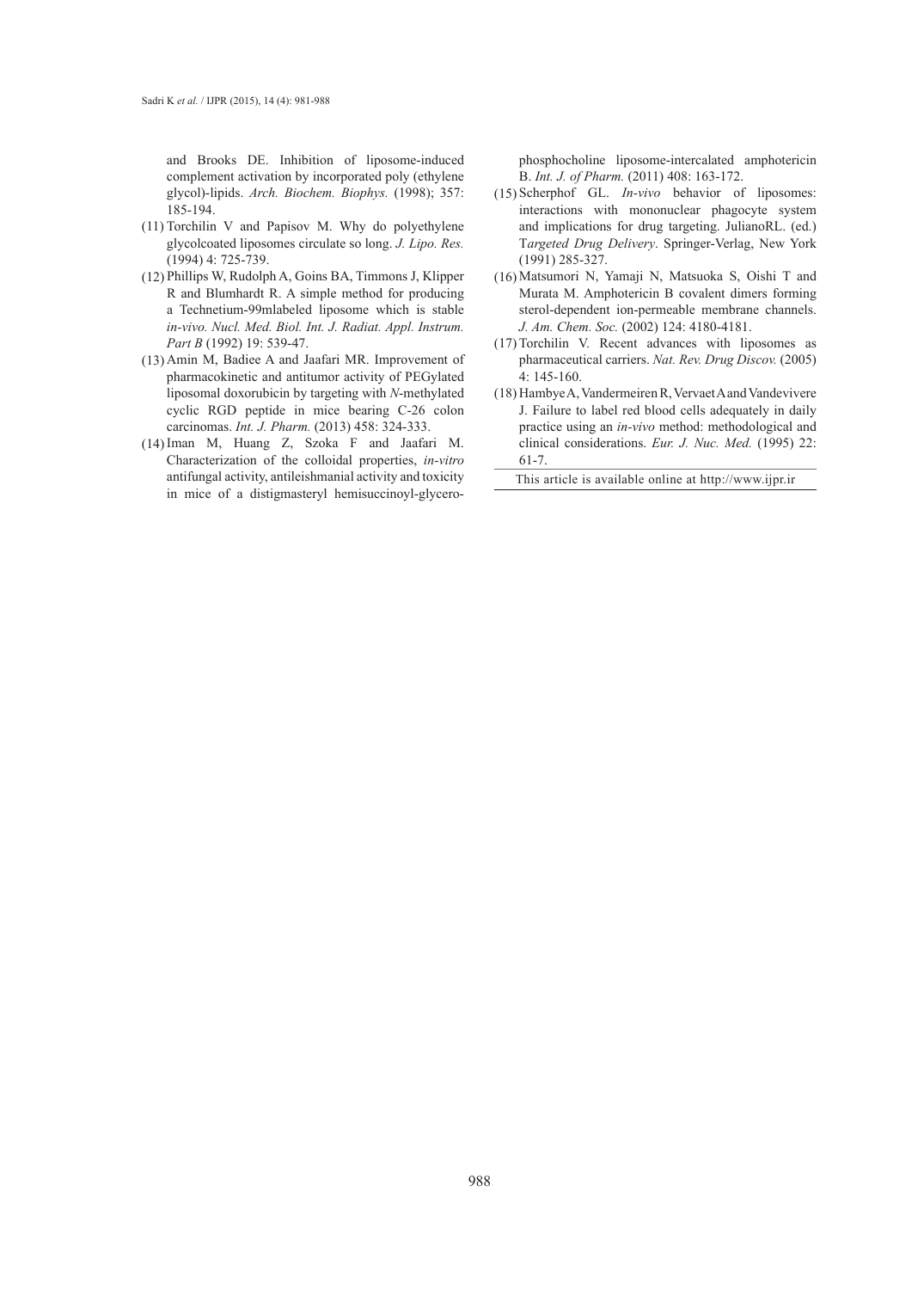and Brooks DE. Inhibition of liposome-induced complement activation by incorporated poly (ethylene glycol)-lipids. *Arch. Biochem. Biophys.* (1998); 357: 185-194.

(11) Torchilin V and Papisov M. Why do polyethylene glycolcoated liposomes circulate so long. *J. Lipo. Res.* (1994) 4: 725-739.

(12) Phillips W, Rudolph A, Goins BA, Timmons J, Klipper R and Blumhardt R. A simple method for producing a Technetium-99mlabeled liposome which is stable *in-vivo. Nucl. Med. Biol. Int. J. Radiat. Appl. Instrum. Part B* (1992) 19: 539-47.

(13) Amin M, Badiee A and Jaafari MR. Improvement of pharmacokinetic and antitumor activity of PEGylated liposomal doxorubicin by targeting with *N*-methylated cyclic RGD peptide in mice bearing C-26 colon carcinomas. *Int. J. Pharm.* (2013) 458: 324-333.

(14) Iman M, Huang Z, Szoka F and Jaafari M. Characterization of the colloidal properties, *in-vitro* antifungal activity, antileishmanial activity and toxicity in mice of a distigmasteryl hemisuccinoyl-glycero-phosphocholine liposome-intercalated amphotericin B. *Int. J. of Pharm.* (2011) 408: 163-172.

(15) Scherphof GL. *In-vivo* behavior of liposomes: interactions with mononuclear phagocyte system and implications for drug targeting. JulianoRL. (ed.) T*argeted Drug Delivery*. Springer-Verlag, New York (1991) 285-327.

(16) Matsumori N, Yamaji N, Matsuoka S, Oishi T and Murata M. Amphotericin B covalent dimers forming sterol-dependent ion-permeable membrane channels. *J. Am. Chem. Soc.* (2002) 124: 4180-4181.

(17) Torchilin V. Recent advances with liposomes as pharmaceutical carriers. *Nat. Rev. Drug Discov.* (2005) 4: 145-160.

(18) Hambye A, Vandermeiren R, Vervaet A and Vandevivere J. Failure to label red blood cells adequately in daily practice using an *in-vivo* method: methodological and clinical considerations. *Eur. J. Nuc. Med.* (1995) 22: 61-7.

This article is available online at http://www.ijpr.ir